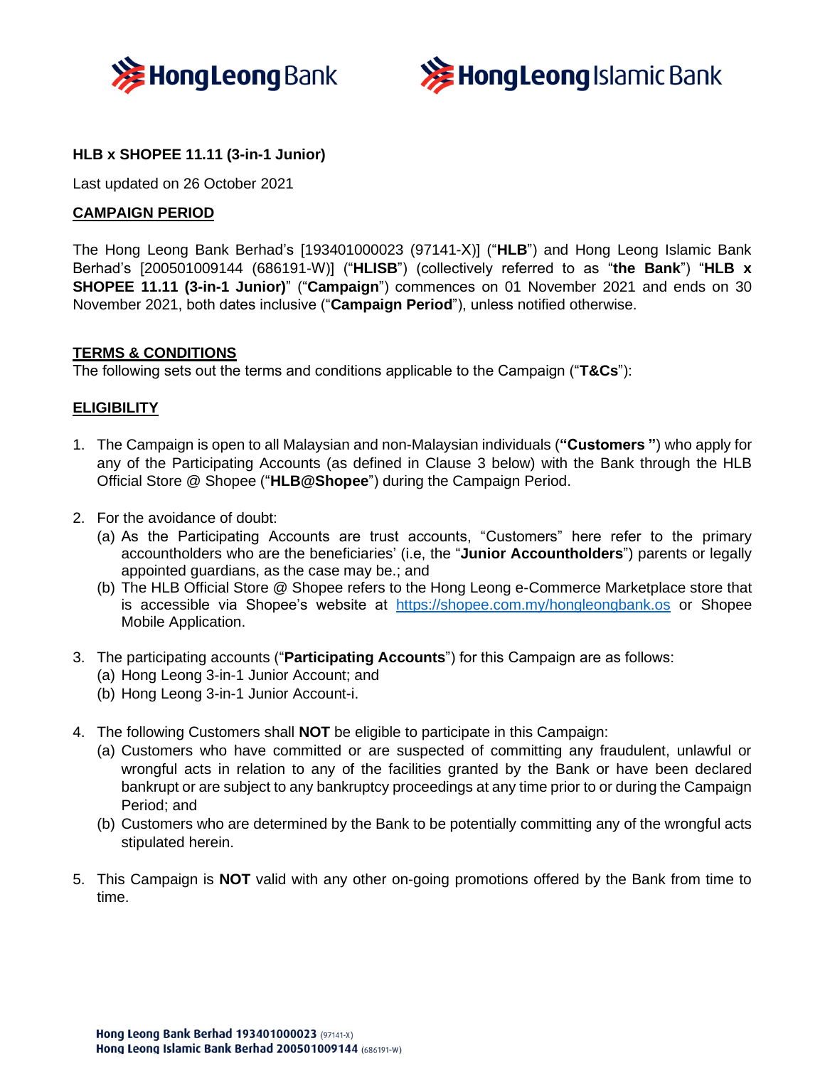**HLB x SHOPEE 11.11 (3-in-1 Junior)**

Last updated on 26 October 2021

## CAMPAIGN PERIOD

The Hong Leong Bank Berhad's [193401000023 (97141-X)] ("**HLB**") and Hong Leong Islamic Bank Berhad's [200501009144 (686191-W)] ("**HLISB**") (collectively referred to as "**the Bank**") "**HLB x SHOPEE 11.11 (3-in-1 Junior)**" ("**Campaign**") commences on 01 November 2021 and ends on 30 November 2021, both dates inclusive ("**Campaign Period**"), unless notified otherwise.

## TERMS & CONDITIONS

The following sets out the terms and conditions applicable to the Campaign ("**T&Cs**"):

## ELIGIBILITY

1. The Campaign is open to all Malaysian and non-Malaysian individuals (**"Customers "**) who apply for any of the Participating Accounts (as defined in Clause 3 below) with the Bank through the HLB Official Store @ Shopee ("**HLB@Shopee**") during the Campaign Period.

2. For the avoidance of doubt:
   (a) As the Participating Accounts are trust accounts, "Customers" here refer to the primary accountholders who are the beneficiaries' (i.e, the "**Junior Accountholders**") parents or legally appointed guardians, as the case may be.; and
   (b) The HLB Official Store @ Shopee refers to the Hong Leong e-Commerce Marketplace store that is accessible via Shopee's website at https://shopee.com.my/hongleongbank.os or Shopee Mobile Application.

3. The participating accounts ("**Participating Accounts**") for this Campaign are as follows:
   (a) Hong Leong 3-in-1 Junior Account; and
   (b) Hong Leong 3-in-1 Junior Account-i.

4. The following Customers shall **NOT** be eligible to participate in this Campaign:
   (a) Customers who have committed or are suspected of committing any fraudulent, unlawful or wrongful acts in relation to any of the facilities granted by the Bank or have been declared bankrupt or are subject to any bankruptcy proceedings at any time prior to or during the Campaign Period; and
   (b) Customers who are determined by the Bank to be potentially committing any of the wrongful acts stipulated herein.

5. This Campaign is **NOT** valid with any other on-going promotions offered by the Bank from time to time.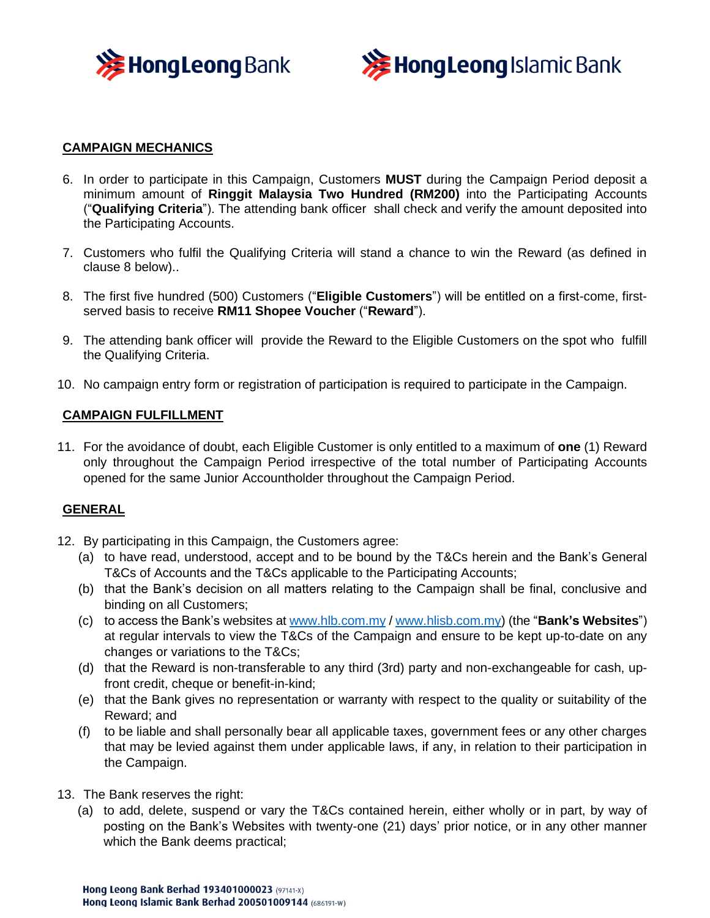## CAMPAIGN MECHANICS

6. In order to participate in this Campaign, Customers **MUST** during the Campaign Period deposit a minimum amount of **Ringgit Malaysia Two Hundred (RM200)** into the Participating Accounts ("**Qualifying Criteria**"). The attending bank officer shall check and verify the amount deposited into the Participating Accounts.

7. Customers who fulfil the Qualifying Criteria will stand a chance to win the Reward (as defined in clause 8 below)..

8. The first five hundred (500) Customers ("**Eligible Customers**") will be entitled on a first-come, first-served basis to receive **RM11 Shopee Voucher** ("**Reward**").

9. The attending bank officer will provide the Reward to the Eligible Customers on the spot who fulfill the Qualifying Criteria.

10. No campaign entry form or registration of participation is required to participate in the Campaign.

## CAMPAIGN FULFILLMENT

11. For the avoidance of doubt, each Eligible Customer is only entitled to a maximum of **one** (1) Reward only throughout the Campaign Period irrespective of the total number of Participating Accounts opened for the same Junior Accountholder throughout the Campaign Period.

## GENERAL

12. By participating in this Campaign, the Customers agree:
    (a) to have read, understood, accept and to be bound by the T&Cs herein and the Bank's General T&Cs of Accounts and the T&Cs applicable to the Participating Accounts;
    (b) that the Bank's decision on all matters relating to the Campaign shall be final, conclusive and binding on all Customers;
    (c) to access the Bank's websites at www.hlb.com.my / www.hlisb.com.my) (the "**Bank's Websites**") at regular intervals to view the T&Cs of the Campaign and ensure to be kept up-to-date on any changes or variations to the T&Cs;
    (d) that the Reward is non-transferable to any third (3rd) party and non-exchangeable for cash, up-front credit, cheque or benefit-in-kind;
    (e) that the Bank gives no representation or warranty with respect to the quality or suitability of the Reward; and
    (f) to be liable and shall personally bear all applicable taxes, government fees or any other charges that may be levied against them under applicable laws, if any, in relation to their participation in the Campaign.

13. The Bank reserves the right:
    (a) to add, delete, suspend or vary the T&Cs contained herein, either wholly or in part, by way of posting on the Bank's Websites with twenty-one (21) days' prior notice, or in any other manner which the Bank deems practical;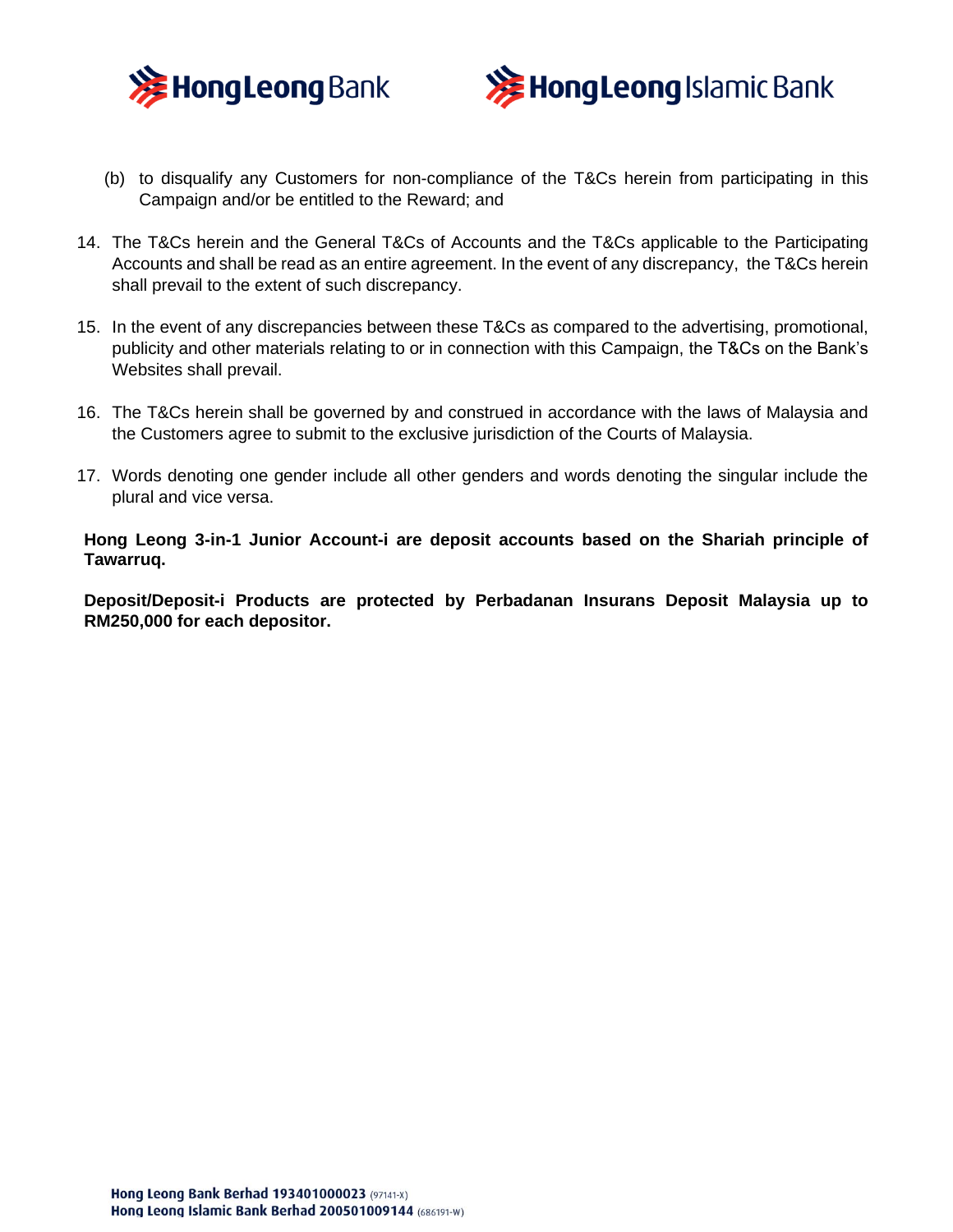(b) to disqualify any Customers for non-compliance of the T&Cs herein from participating in this Campaign and/or be entitled to the Reward; and

14. The T&Cs herein and the General T&Cs of Accounts and the T&Cs applicable to the Participating Accounts and shall be read as an entire agreement. In the event of any discrepancy, the T&Cs herein shall prevail to the extent of such discrepancy.

15. In the event of any discrepancies between these T&Cs as compared to the advertising, promotional, publicity and other materials relating to or in connection with this Campaign, the T&Cs on the Bank's Websites shall prevail.

16. The T&Cs herein shall be governed by and construed in accordance with the laws of Malaysia and the Customers agree to submit to the exclusive jurisdiction of the Courts of Malaysia.

17. Words denoting one gender include all other genders and words denoting the singular include the plural and vice versa.

**Hong Leong 3-in-1 Junior Account-i are deposit accounts based on the Shariah principle of Tawarruq.**

**Deposit/Deposit-i Products are protected by Perbadanan Insurans Deposit Malaysia up to RM250,000 for each depositor.**